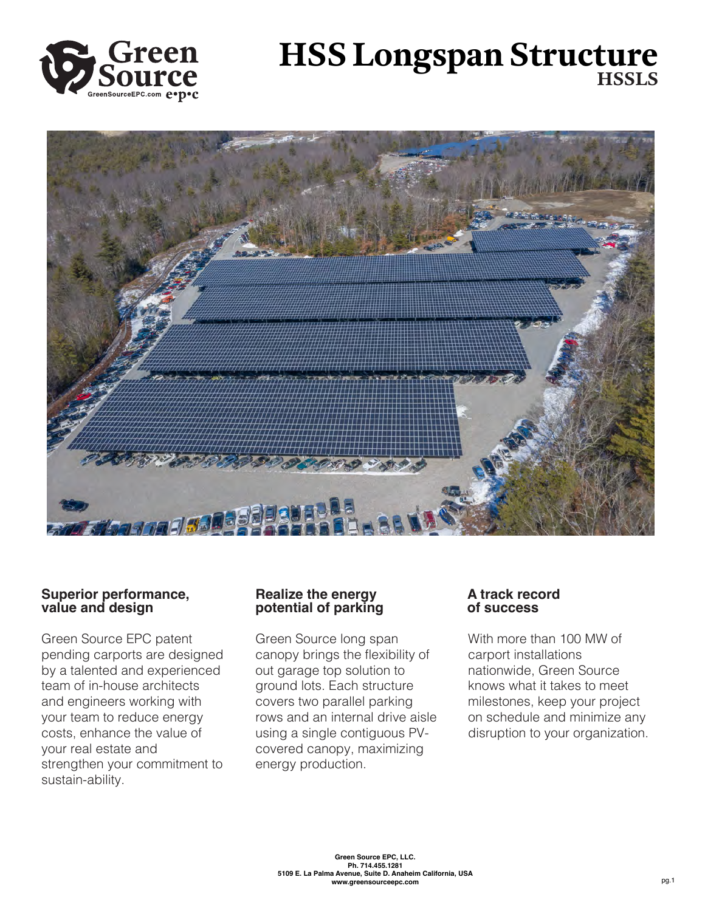# HSS Longspan Structure

## HSSLS

### Superior performance, value and design

Green Source EPC patent pending carports are designed by a talented and experienced team of in-house architects and engineers working with your team to reduce energy costs, enhance the value of your real estate and strengthen your commitment to sustain-ability.

### Realize the energy potential of parking

Green Source long span canopy brings the flexibility of out garage top solution to ground lots. Each structure covers two parallel parking rows and an internal drive aisle using a single contiguous PV-covered canopy, maximizing energy production.

### A track record of success

With more than 100 MW of carport installations nationwide, Green Source knows what it takes to meet milestones, keep your project on schedule and minimize any disruption to your organization.

**Green Source EPC, LLC.**
**Ph. 714.455.1281**
**5109 E. La Palma Avenue, Suite D. Anaheim California, USA**
**www.greensourceepc.com**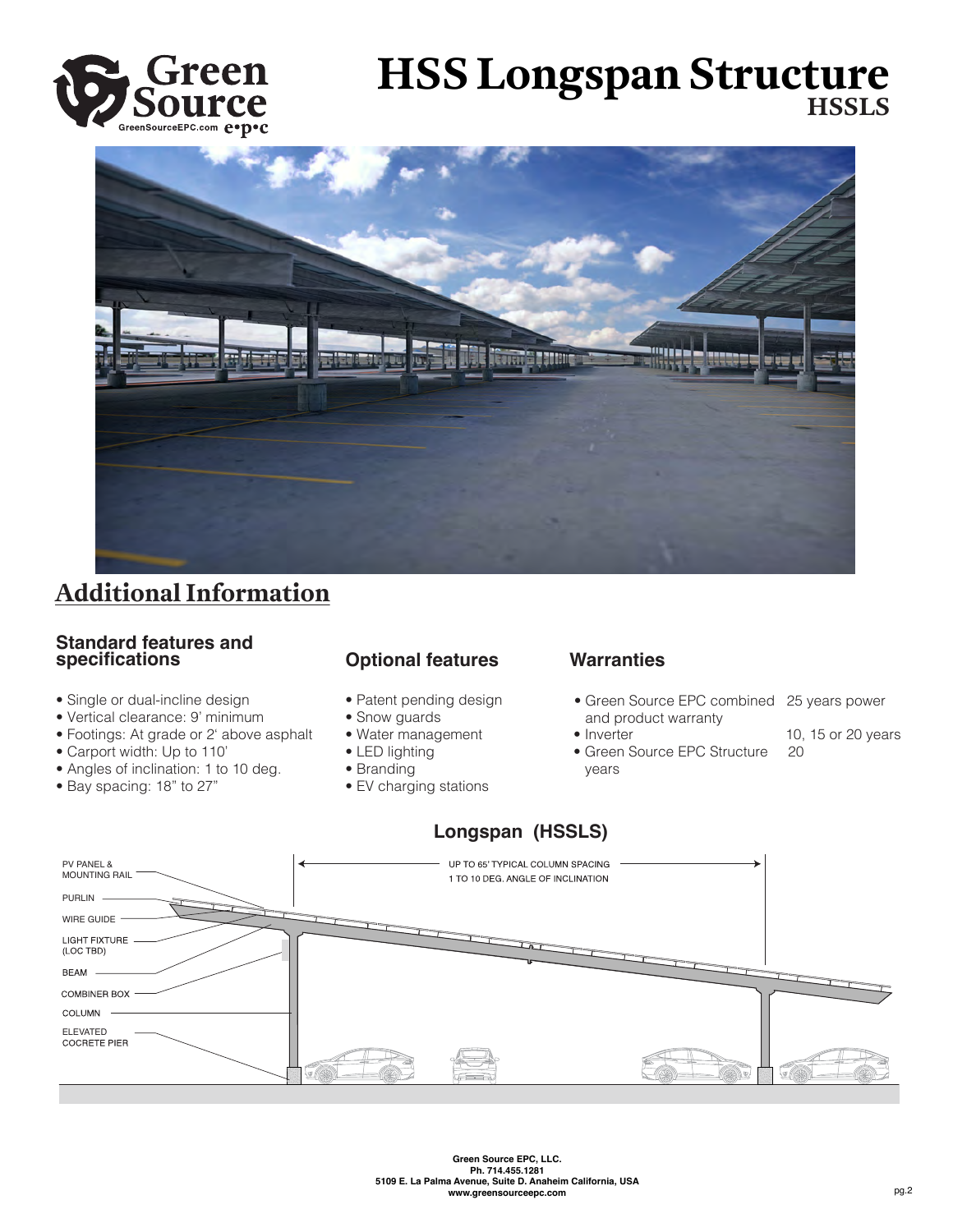# HSS Longspan Structure

## HSSLS

## Additional Information

### Standard features and specifications

- Single or dual-incline design
- Vertical clearance: 9' minimum
- Footings: At grade or 2' above asphalt
- Carport width: Up to 110'
- Angles of inclination: 1 to 10 deg.
- Bay spacing: 18" to 27"

### Optional features

- Patent pending design
- Snow guards
- Water management
- LED lighting
- Branding
- EV charging stations

### Warranties

| | |
|---|---|
| • Green Source EPC combined and product warranty | 25 years power |
| • Inverter | 10, 15 or 20 years |
| • Green Source EPC Structure years | 20 |

### Longspan (HSSLS)

UP TO 65' TYPICAL COLUMN SPACING
1 TO 10 DEG. ANGLE OF INCLINATION

PV PANEL & MOUNTING RAIL
PURLIN
WIRE GUIDE
LIGHT FIXTURE (LOC TBD)
BEAM
COMBINER BOX
COLUMN
ELEVATED COCRETE PIER

**Green Source EPC, LLC.**
**Ph. 714.455.1281**
**5109 E. La Palma Avenue, Suite D. Anaheim California, USA**
**www.greensourceepc.com**